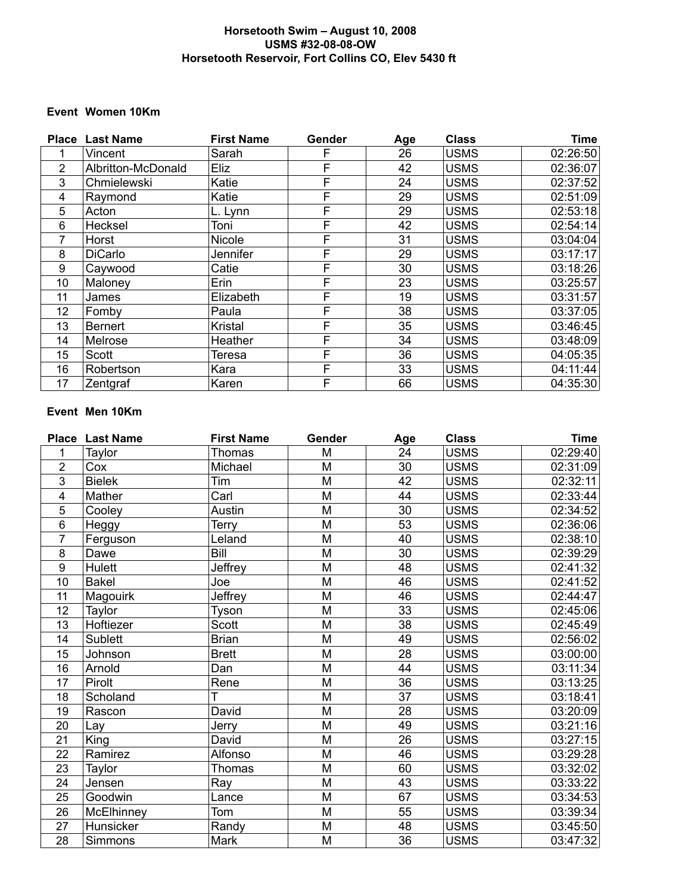**Horsetooth Swim – August 10, 2008**
**USMS #32-08-08-OW**
**Horsetooth Reservoir, Fort Collins CO, Elev 5430 ft**

**Event Women 10Km**

| Place | Last Name | First Name | Gender | Age | Class | Time |
|---|---|---|---|---|---|---|
| 1 | Vincent | Sarah | F | 26 | USMS | 02:26:50 |
| 2 | Albritton-McDonald | Eliz | F | 42 | USMS | 02:36:07 |
| 3 | Chmielewski | Katie | F | 24 | USMS | 02:37:52 |
| 4 | Raymond | Katie | F | 29 | USMS | 02:51:09 |
| 5 | Acton | L. Lynn | F | 29 | USMS | 02:53:18 |
| 6 | Hecksel | Toni | F | 42 | USMS | 02:54:14 |
| 7 | Horst | Nicole | F | 31 | USMS | 03:04:04 |
| 8 | DiCarlo | Jennifer | F | 29 | USMS | 03:17:17 |
| 9 | Caywood | Catie | F | 30 | USMS | 03:18:26 |
| 10 | Maloney | Erin | F | 23 | USMS | 03:25:57 |
| 11 | James | Elizabeth | F | 19 | USMS | 03:31:57 |
| 12 | Fomby | Paula | F | 38 | USMS | 03:37:05 |
| 13 | Bernert | Kristal | F | 35 | USMS | 03:46:45 |
| 14 | Melrose | Heather | F | 34 | USMS | 03:48:09 |
| 15 | Scott | Teresa | F | 36 | USMS | 04:05:35 |
| 16 | Robertson | Kara | F | 33 | USMS | 04:11:44 |
| 17 | Zentgraf | Karen | F | 66 | USMS | 04:35:30 |

**Event Men 10Km**

| Place | Last Name | First Name | Gender | Age | Class | Time |
|---|---|---|---|---|---|---|
| 1 | Taylor | Thomas | M | 24 | USMS | 02:29:40 |
| 2 | Cox | Michael | M | 30 | USMS | 02:31:09 |
| 3 | Bielek | Tim | M | 42 | USMS | 02:32:11 |
| 4 | Mather | Carl | M | 44 | USMS | 02:33:44 |
| 5 | Cooley | Austin | M | 30 | USMS | 02:34:52 |
| 6 | Heggy | Terry | M | 53 | USMS | 02:36:06 |
| 7 | Ferguson | Leland | M | 40 | USMS | 02:38:10 |
| 8 | Dawe | Bill | M | 30 | USMS | 02:39:29 |
| 9 | Hulett | Jeffrey | M | 48 | USMS | 02:41:32 |
| 10 | Bakel | Joe | M | 46 | USMS | 02:41:52 |
| 11 | Magouirk | Jeffrey | M | 46 | USMS | 02:44:47 |
| 12 | Taylor | Tyson | M | 33 | USMS | 02:45:06 |
| 13 | Hoftiezer | Scott | M | 38 | USMS | 02:45:49 |
| 14 | Sublett | Brian | M | 49 | USMS | 02:56:02 |
| 15 | Johnson | Brett | M | 28 | USMS | 03:00:00 |
| 16 | Arnold | Dan | M | 44 | USMS | 03:11:34 |
| 17 | Pirolt | Rene | M | 36 | USMS | 03:13:25 |
| 18 | Scholand | T | M | 37 | USMS | 03:18:41 |
| 19 | Rascon | David | M | 28 | USMS | 03:20:09 |
| 20 | Lay | Jerry | M | 49 | USMS | 03:21:16 |
| 21 | King | David | M | 26 | USMS | 03:27:15 |
| 22 | Ramirez | Alfonso | M | 46 | USMS | 03:29:28 |
| 23 | Taylor | Thomas | M | 60 | USMS | 03:32:02 |
| 24 | Jensen | Ray | M | 43 | USMS | 03:33:22 |
| 25 | Goodwin | Lance | M | 67 | USMS | 03:34:53 |
| 26 | McElhinney | Tom | M | 55 | USMS | 03:39:34 |
| 27 | Hunsicker | Randy | M | 48 | USMS | 03:45:50 |
| 28 | Simmons | Mark | M | 36 | USMS | 03:47:32 |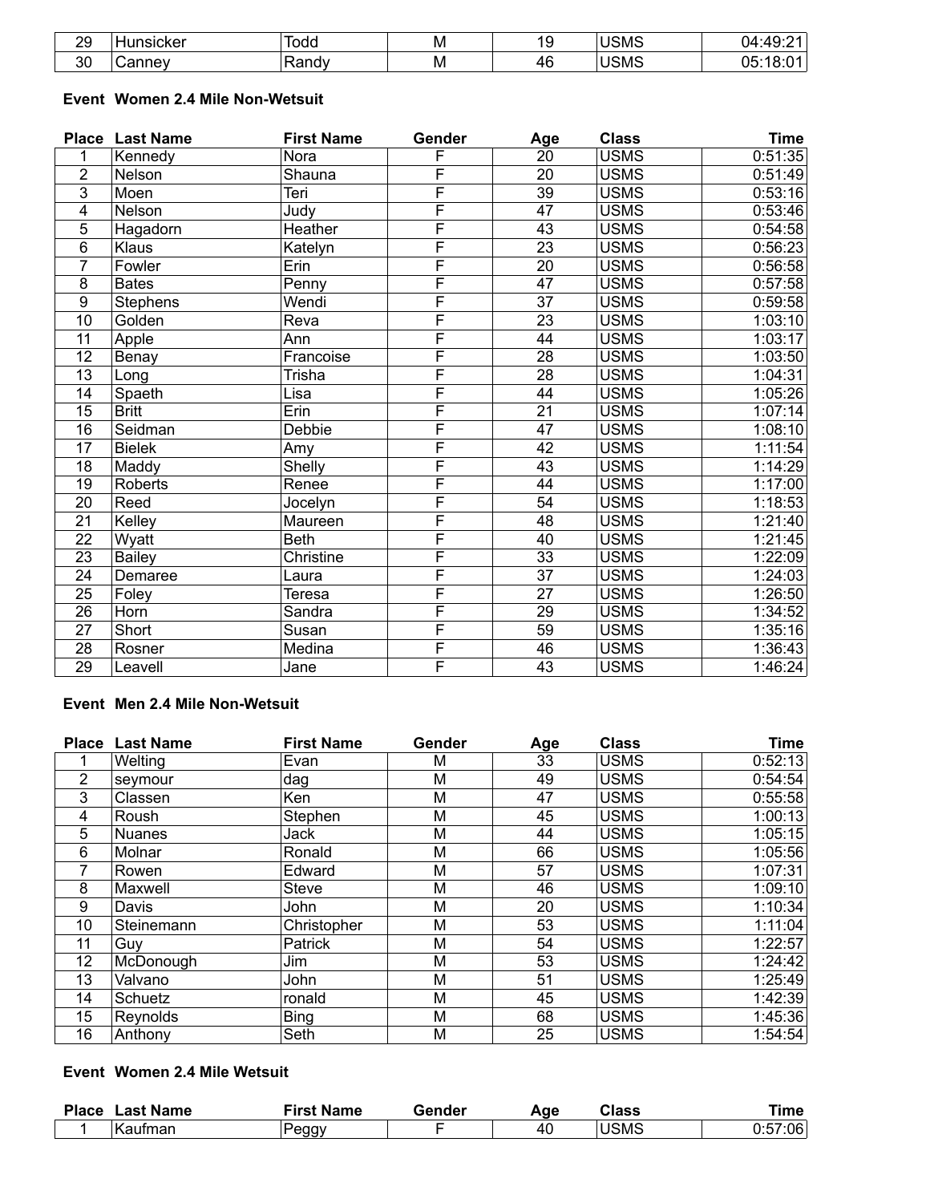| Place | Last Name | First Name | Gender | Age | Class | Time |
|---|---|---|---|---|---|---|
| 29 | Hunsicker | Todd | M | 19 | USMS | 04:49:21 |
| 30 | Canney | Randy | M | 46 | USMS | 05:18:01 |

**Event Women 2.4 Mile Non-Wetsuit**

| Place | Last Name | First Name | Gender | Age | Class | Time |
|---|---|---|---|---|---|---|
| 1 | Kennedy | Nora | F | 20 | USMS | 0:51:35 |
| 2 | Nelson | Shauna | F | 20 | USMS | 0:51:49 |
| 3 | Moen | Teri | F | 39 | USMS | 0:53:16 |
| 4 | Nelson | Judy | F | 47 | USMS | 0:53:46 |
| 5 | Hagadorn | Heather | F | 43 | USMS | 0:54:58 |
| 6 | Klaus | Katelyn | F | 23 | USMS | 0:56:23 |
| 7 | Fowler | Erin | F | 20 | USMS | 0:56:58 |
| 8 | Bates | Penny | F | 47 | USMS | 0:57:58 |
| 9 | Stephens | Wendi | F | 37 | USMS | 0:59:58 |
| 10 | Golden | Reva | F | 23 | USMS | 1:03:10 |
| 11 | Apple | Ann | F | 44 | USMS | 1:03:17 |
| 12 | Benay | Francoise | F | 28 | USMS | 1:03:50 |
| 13 | Long | Trisha | F | 28 | USMS | 1:04:31 |
| 14 | Spaeth | Lisa | F | 44 | USMS | 1:05:26 |
| 15 | Britt | Erin | F | 21 | USMS | 1:07:14 |
| 16 | Seidman | Debbie | F | 47 | USMS | 1:08:10 |
| 17 | Bielek | Amy | F | 42 | USMS | 1:11:54 |
| 18 | Maddy | Shelly | F | 43 | USMS | 1:14:29 |
| 19 | Roberts | Renee | F | 44 | USMS | 1:17:00 |
| 20 | Reed | Jocelyn | F | 54 | USMS | 1:18:53 |
| 21 | Kelley | Maureen | F | 48 | USMS | 1:21:40 |
| 22 | Wyatt | Beth | F | 40 | USMS | 1:21:45 |
| 23 | Bailey | Christine | F | 33 | USMS | 1:22:09 |
| 24 | Demaree | Laura | F | 37 | USMS | 1:24:03 |
| 25 | Foley | Teresa | F | 27 | USMS | 1:26:50 |
| 26 | Horn | Sandra | F | 29 | USMS | 1:34:52 |
| 27 | Short | Susan | F | 59 | USMS | 1:35:16 |
| 28 | Rosner | Medina | F | 46 | USMS | 1:36:43 |
| 29 | Leavell | Jane | F | 43 | USMS | 1:46:24 |

**Event Men 2.4 Mile Non-Wetsuit**

| Place | Last Name | First Name | Gender | Age | Class | Time |
|---|---|---|---|---|---|---|
| 1 | Welting | Evan | M | 33 | USMS | 0:52:13 |
| 2 | seymour | dag | M | 49 | USMS | 0:54:54 |
| 3 | Classen | Ken | M | 47 | USMS | 0:55:58 |
| 4 | Roush | Stephen | M | 45 | USMS | 1:00:13 |
| 5 | Nuanes | Jack | M | 44 | USMS | 1:05:15 |
| 6 | Molnar | Ronald | M | 66 | USMS | 1:05:56 |
| 7 | Rowen | Edward | M | 57 | USMS | 1:07:31 |
| 8 | Maxwell | Steve | M | 46 | USMS | 1:09:10 |
| 9 | Davis | John | M | 20 | USMS | 1:10:34 |
| 10 | Steinemann | Christopher | M | 53 | USMS | 1:11:04 |
| 11 | Guy | Patrick | M | 54 | USMS | 1:22:57 |
| 12 | McDonough | Jim | M | 53 | USMS | 1:24:42 |
| 13 | Valvano | John | M | 51 | USMS | 1:25:49 |
| 14 | Schuetz | ronald | M | 45 | USMS | 1:42:39 |
| 15 | Reynolds | Bing | M | 68 | USMS | 1:45:36 |
| 16 | Anthony | Seth | M | 25 | USMS | 1:54:54 |

**Event Women 2.4 Mile Wetsuit**

| Place | Last Name | First Name | Gender | Age | Class | Time |
|---|---|---|---|---|---|---|
| 1 | Kaufman | Peggy | F | 40 | USMS | 0:57:06 |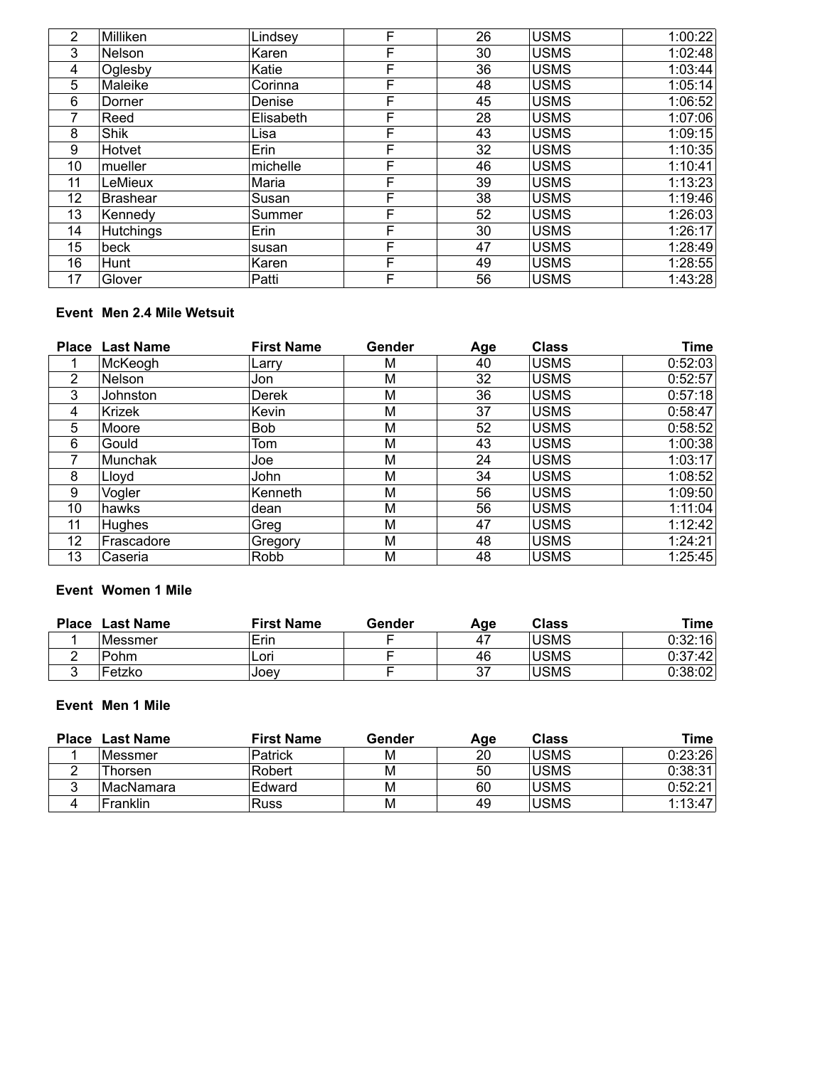| | | | | | | |
|---|---|---|---|---|---|---|
| 2 | Milliken | Lindsey | F | 26 | USMS | 1:00:22 |
| 3 | Nelson | Karen | F | 30 | USMS | 1:02:48 |
| 4 | Oglesby | Katie | F | 36 | USMS | 1:03:44 |
| 5 | Maleike | Corinna | F | 48 | USMS | 1:05:14 |
| 6 | Dorner | Denise | F | 45 | USMS | 1:06:52 |
| 7 | Reed | Elisabeth | F | 28 | USMS | 1:07:06 |
| 8 | Shik | Lisa | F | 43 | USMS | 1:09:15 |
| 9 | Hotvet | Erin | F | 32 | USMS | 1:10:35 |
| 10 | mueller | michelle | F | 46 | USMS | 1:10:41 |
| 11 | LeMieux | Maria | F | 39 | USMS | 1:13:23 |
| 12 | Brashear | Susan | F | 38 | USMS | 1:19:46 |
| 13 | Kennedy | Summer | F | 52 | USMS | 1:26:03 |
| 14 | Hutchings | Erin | F | 30 | USMS | 1:26:17 |
| 15 | beck | susan | F | 47 | USMS | 1:28:49 |
| 16 | Hunt | Karen | F | 49 | USMS | 1:28:55 |
| 17 | Glover | Patti | F | 56 | USMS | 1:43:28 |

**Event Men 2.4 Mile Wetsuit**

| Place | Last Name | First Name | Gender | Age | Class | Time |
|---|---|---|---|---|---|---|
| 1 | McKeogh | Larry | M | 40 | USMS | 0:52:03 |
| 2 | Nelson | Jon | M | 32 | USMS | 0:52:57 |
| 3 | Johnston | Derek | M | 36 | USMS | 0:57:18 |
| 4 | Krizek | Kevin | M | 37 | USMS | 0:58:47 |
| 5 | Moore | Bob | M | 52 | USMS | 0:58:52 |
| 6 | Gould | Tom | M | 43 | USMS | 1:00:38 |
| 7 | Munchak | Joe | M | 24 | USMS | 1:03:17 |
| 8 | Lloyd | John | M | 34 | USMS | 1:08:52 |
| 9 | Vogler | Kenneth | M | 56 | USMS | 1:09:50 |
| 10 | hawks | dean | M | 56 | USMS | 1:11:04 |
| 11 | Hughes | Greg | M | 47 | USMS | 1:12:42 |
| 12 | Frascadore | Gregory | M | 48 | USMS | 1:24:21 |
| 13 | Caseria | Robb | M | 48 | USMS | 1:25:45 |

**Event Women 1 Mile**

| Place | Last Name | First Name | Gender | Age | Class | Time |
|---|---|---|---|---|---|---|
| 1 | Messmer | Erin | F | 47 | USMS | 0:32:16 |
| 2 | Pohm | Lori | F | 46 | USMS | 0:37:42 |
| 3 | Fetzko | Joey | F | 37 | USMS | 0:38:02 |

**Event Men 1 Mile**

| Place | Last Name | First Name | Gender | Age | Class | Time |
|---|---|---|---|---|---|---|
| 1 | Messmer | Patrick | M | 20 | USMS | 0:23:26 |
| 2 | Thorsen | Robert | M | 50 | USMS | 0:38:31 |
| 3 | MacNamara | Edward | M | 60 | USMS | 0:52:21 |
| 4 | Franklin | Russ | M | 49 | USMS | 1:13:47 |